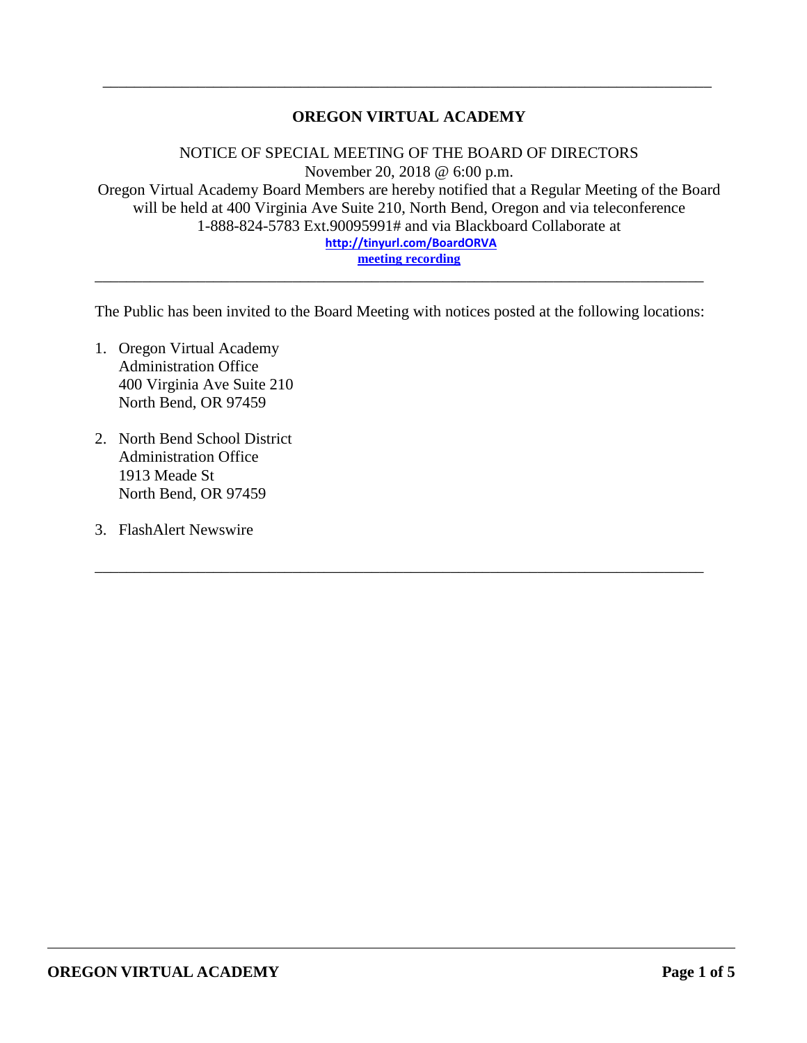---

# OREGON VIRTUAL ACADEMY

NOTICE OF SPECIAL MEETING OF THE BOARD OF DIRECTORS
November 20, 2018 @ 6:00 p.m.
Oregon Virtual Academy Board Members are hereby notified that a Regular Meeting of the Board will be held at 400 Virginia Ave Suite 210, North Bend, Oregon and via teleconference 1-888-824-5783 Ext.90095991# and via Blackboard Collaborate at
**http://tinyurl.com/BoardORVA**
**meeting recording**

---

The Public has been invited to the Board Meeting with notices posted at the following locations:

1. Oregon Virtual Academy
   Administration Office
   400 Virginia Ave Suite 210
   North Bend, OR 97459

2. North Bend School District
   Administration Office
   1913 Meade St
   North Bend, OR 97459

3. FlashAlert Newswire

---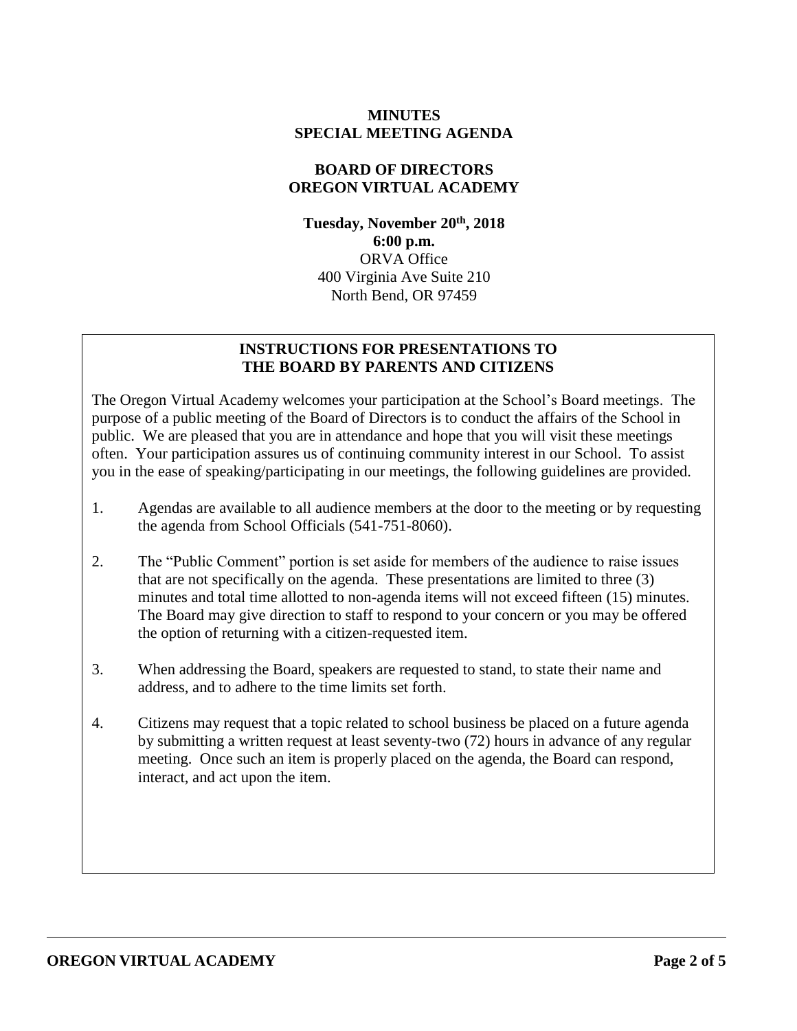# MINUTES
# SPECIAL MEETING AGENDA

## BOARD OF DIRECTORS
## OREGON VIRTUAL ACADEMY

**Tuesday, November 20th, 2018**
**6:00 p.m.**
ORVA Office
400 Virginia Ave Suite 210
North Bend, OR 97459

### INSTRUCTIONS FOR PRESENTATIONS TO THE BOARD BY PARENTS AND CITIZENS

The Oregon Virtual Academy welcomes your participation at the School's Board meetings. The purpose of a public meeting of the Board of Directors is to conduct the affairs of the School in public. We are pleased that you are in attendance and hope that you will visit these meetings often. Your participation assures us of continuing community interest in our School. To assist you in the ease of speaking/participating in our meetings, the following guidelines are provided.

1. Agendas are available to all audience members at the door to the meeting or by requesting the agenda from School Officials (541-751-8060).

2. The "Public Comment" portion is set aside for members of the audience to raise issues that are not specifically on the agenda. These presentations are limited to three (3) minutes and total time allotted to non-agenda items will not exceed fifteen (15) minutes. The Board may give direction to staff to respond to your concern or you may be offered the option of returning with a citizen-requested item.

3. When addressing the Board, speakers are requested to stand, to state their name and address, and to adhere to the time limits set forth.

4. Citizens may request that a topic related to school business be placed on a future agenda by submitting a written request at least seventy-two (72) hours in advance of any regular meeting. Once such an item is properly placed on the agenda, the Board can respond, interact, and act upon the item.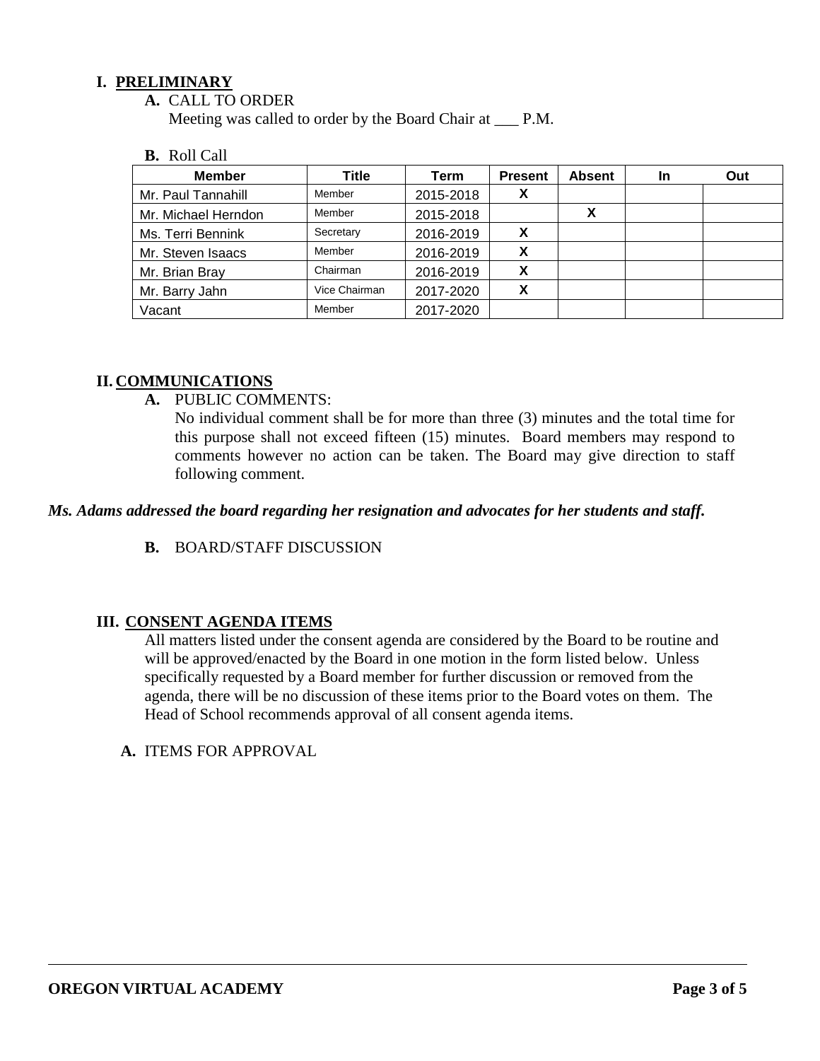## I. PRELIMINARY

**A.** CALL TO ORDER

Meeting was called to order by the Board Chair at ___ P.M.

**B.** Roll Call

| Member | Title | Term | Present | Absent | In | Out |
|---|---|---|---|---|---|---|
| Mr. Paul Tannahill | Member | 2015-2018 | X | | | |
| Mr. Michael Herndon | Member | 2015-2018 | | X | | |
| Ms. Terri Bennink | Secretary | 2016-2019 | X | | | |
| Mr. Steven Isaacs | Member | 2016-2019 | X | | | |
| Mr. Brian Bray | Chairman | 2016-2019 | X | | | |
| Mr. Barry Jahn | Vice Chairman | 2017-2020 | X | | | |
| Vacant | Member | 2017-2020 | | | | |

## II. COMMUNICATIONS

**A.** PUBLIC COMMENTS:

No individual comment shall be for more than three (3) minutes and the total time for this purpose shall not exceed fifteen (15) minutes. Board members may respond to comments however no action can be taken. The Board may give direction to staff following comment.

***Ms. Adams addressed the board regarding her resignation and advocates for her students and staff.***

**B.** BOARD/STAFF DISCUSSION

## III. CONSENT AGENDA ITEMS

All matters listed under the consent agenda are considered by the Board to be routine and will be approved/enacted by the Board in one motion in the form listed below. Unless specifically requested by a Board member for further discussion or removed from the agenda, there will be no discussion of these items prior to the Board votes on them. The Head of School recommends approval of all consent agenda items.

**A.** ITEMS FOR APPROVAL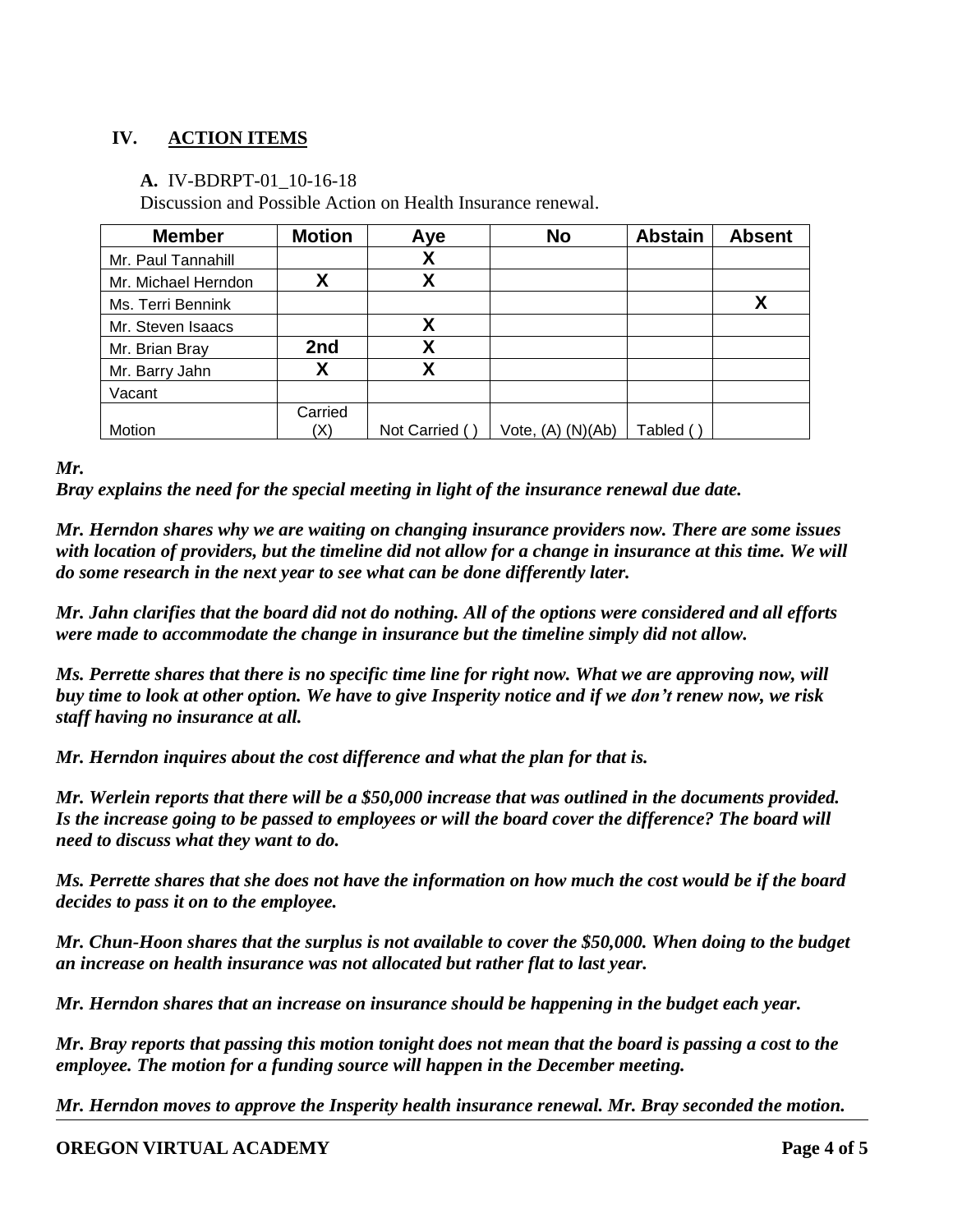## IV. ACTION ITEMS

**A.** IV-BDRPT-01_10-16-18

Discussion and Possible Action on Health Insurance renewal.

| Member | Motion | Aye | No | Abstain | Absent |
|---|---|---|---|---|---|
| Mr. Paul Tannahill | | X | | | |
| Mr. Michael Herndon | X | X | | | |
| Ms. Terri Bennink | | | | | X |
| Mr. Steven Isaacs | | X | | | |
| Mr. Brian Bray | 2nd | X | | | |
| Mr. Barry Jahn | X | X | | | |
| Vacant | | | | | |
| Motion | Carried (X) | Not Carried ( ) | Vote, (A) (N)(Ab) | Tabled ( ) | |

***Mr. Bray explains the need for the special meeting in light of the insurance renewal due date.***

***Mr. Herndon shares why we are waiting on changing insurance providers now. There are some issues with location of providers, but the timeline did not allow for a change in insurance at this time. We will do some research in the next year to see what can be done differently later.***

***Mr. Jahn clarifies that the board did not do nothing. All of the options were considered and all efforts were made to accommodate the change in insurance but the timeline simply did not allow.***

***Ms. Perrette shares that there is no specific time line for right now. What we are approving now, will buy time to look at other option. We have to give Insperity notice and if we don't renew now, we risk staff having no insurance at all.***

***Mr. Herndon inquires about the cost difference and what the plan for that is.***

***Mr. Werlein reports that there will be a $50,000 increase that was outlined in the documents provided. Is the increase going to be passed to employees or will the board cover the difference? The board will need to discuss what they want to do.***

***Ms. Perrette shares that she does not have the information on how much the cost would be if the board decides to pass it on to the employee.***

***Mr. Chun-Hoon shares that the surplus is not available to cover the $50,000. When doing to the budget an increase on health insurance was not allocated but rather flat to last year.***

***Mr. Herndon shares that an increase on insurance should be happening in the budget each year.***

***Mr. Bray reports that passing this motion tonight does not mean that the board is passing a cost to the employee. The motion for a funding source will happen in the December meeting.***

***Mr. Herndon moves to approve the Insperity health insurance renewal. Mr. Bray seconded the motion.***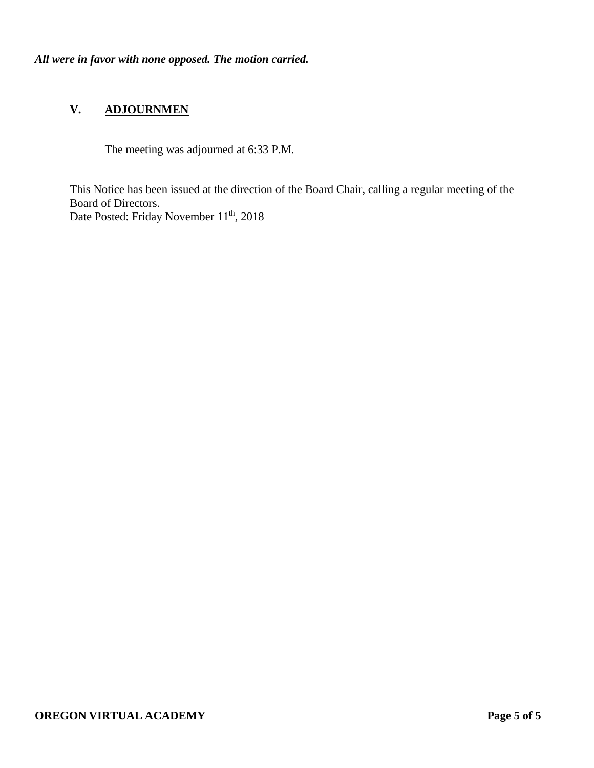***All were in favor with none opposed. The motion carried.***

## V. ADJOURNMEN

The meeting was adjourned at 6:33 P.M.

This Notice has been issued at the direction of the Board Chair, calling a regular meeting of the Board of Directors.
Date Posted: Friday November 11th, 2018